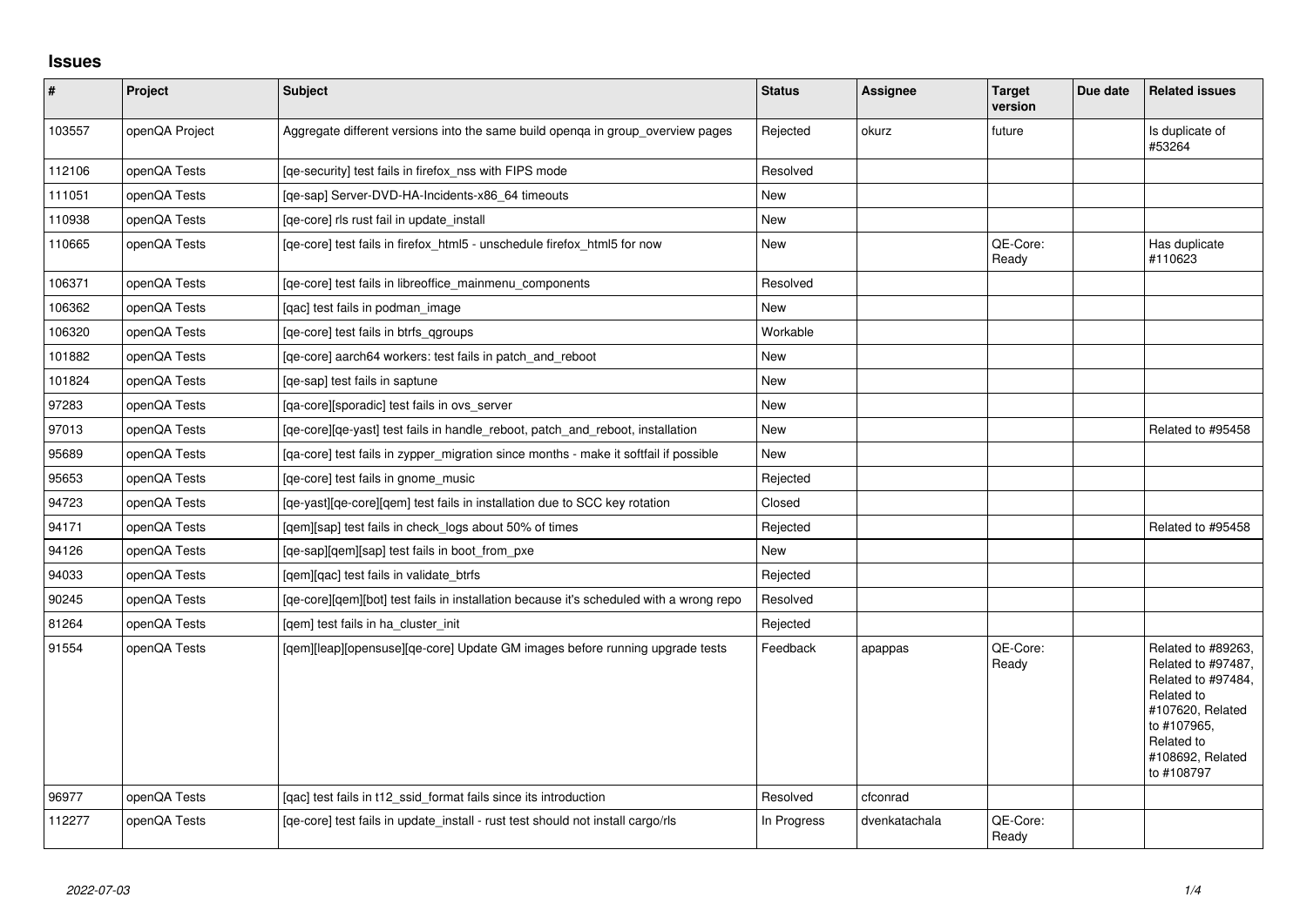# Issues

| # | Project | Subject | Status | Assignee | Target version | Due date | Related issues |
|---|---|---|---|---|---|---|---|
| 103557 | openQA Project | Aggregate different versions into the same build openqa in group_overview pages | Rejected | okurz | future | | Is duplicate of #53264 |
| 112106 | openQA Tests | [qe-security] test fails in firefox_nss with FIPS mode | Resolved | | | | |
| 111051 | openQA Tests | [qe-sap] Server-DVD-HA-Incidents-x86_64 timeouts | New | | | | |
| 110938 | openQA Tests | [qe-core] rls rust fail in update_install | New | | | | |
| 110665 | openQA Tests | [qe-core] test fails in firefox_html5 - unschedule firefox_html5 for now | New | | QE-Core: Ready | | Has duplicate #110623 |
| 106371 | openQA Tests | [qe-core] test fails in libreoffice_mainmenu_components | Resolved | | | | |
| 106362 | openQA Tests | [qac] test fails in podman_image | New | | | | |
| 106320 | openQA Tests | [qe-core] test fails in btrfs_qgroups | Workable | | | | |
| 101882 | openQA Tests | [qe-core] aarch64 workers: test fails in patch_and_reboot | New | | | | |
| 101824 | openQA Tests | [qe-sap] test fails in saptune | New | | | | |
| 97283 | openQA Tests | [qa-core][sporadic] test fails in ovs_server | New | | | | |
| 97013 | openQA Tests | [qe-core][qe-yast] test fails in handle_reboot, patch_and_reboot, installation | New | | | | Related to #95458 |
| 95689 | openQA Tests | [qa-core] test fails in zypper_migration since months - make it softfail if possible | New | | | | |
| 95653 | openQA Tests | [qe-core] test fails in gnome_music | Rejected | | | | |
| 94723 | openQA Tests | [qe-yast][qe-core][qem] test fails in installation due to SCC key rotation | Closed | | | | |
| 94171 | openQA Tests | [qem][sap] test fails in check_logs about 50% of times | Rejected | | | | Related to #95458 |
| 94126 | openQA Tests | [qe-sap][qem][sap] test fails in boot_from_pxe | New | | | | |
| 94033 | openQA Tests | [qem][qac] test fails in validate_btrfs | Rejected | | | | |
| 90245 | openQA Tests | [qe-core][qem][bot] test fails in installation because it's scheduled with a wrong repo | Resolved | | | | |
| 81264 | openQA Tests | [qem] test fails in ha_cluster_init | Rejected | | | | |
| 91554 | openQA Tests | [qem][leap][opensuse][qe-core] Update GM images before running upgrade tests | Feedback | apappas | QE-Core: Ready | | Related to #89263, Related to #97487, Related to #97484, Related to #107620, Related to #107965, Related to #108692, Related to #108797 |
| 96977 | openQA Tests | [qac] test fails in t12_ssid_format fails since its introduction | Resolved | cfconrad | | | |
| 112277 | openQA Tests | [qe-core] test fails in update_install - rust test should not install cargo/rls | In Progress | dvenkatachala | QE-Core: Ready | | |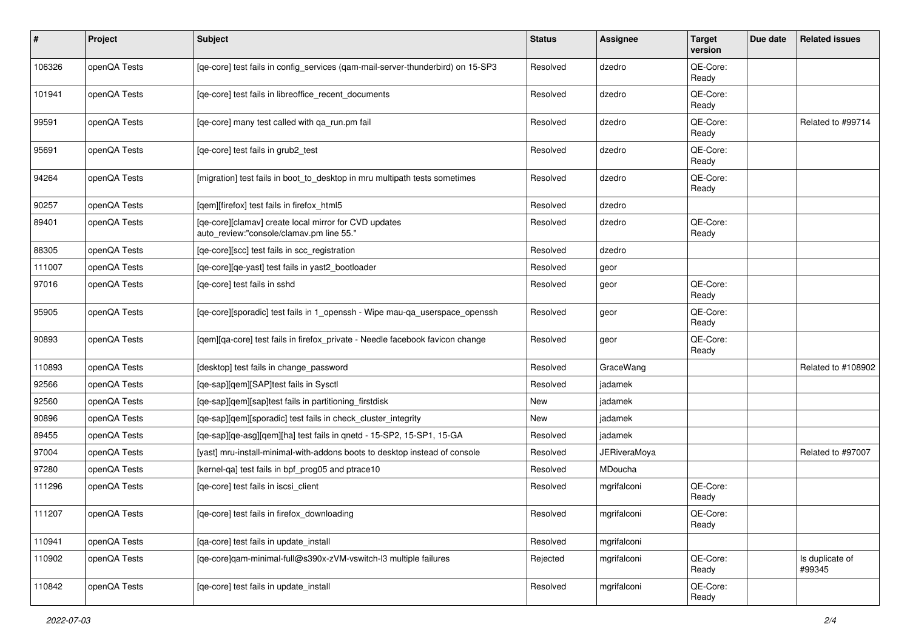| # | Project | Subject | Status | Assignee | Target version | Due date | Related issues |
|---|---|---|---|---|---|---|---|
| 106326 | openQA Tests | [qe-core] test fails in config_services (qam-mail-server-thunderbird) on 15-SP3 | Resolved | dzedro | QE-Core: Ready | | |
| 101941 | openQA Tests | [qe-core] test fails in libreoffice_recent_documents | Resolved | dzedro | QE-Core: Ready | | |
| 99591 | openQA Tests | [qe-core] many test called with qa_run.pm fail | Resolved | dzedro | QE-Core: Ready | | Related to #99714 |
| 95691 | openQA Tests | [qe-core] test fails in grub2_test | Resolved | dzedro | QE-Core: Ready | | |
| 94264 | openQA Tests | [migration] test fails in boot_to_desktop in mru multipath tests sometimes | Resolved | dzedro | QE-Core: Ready | | |
| 90257 | openQA Tests | [qem][firefox] test fails in firefox_html5 | Resolved | dzedro | | | |
| 89401 | openQA Tests | [qe-core][clamav] create local mirror for CVD updates auto_review:"console/clamav.pm line 55." | Resolved | dzedro | QE-Core: Ready | | |
| 88305 | openQA Tests | [qe-core][scc] test fails in scc_registration | Resolved | dzedro | | | |
| 111007 | openQA Tests | [qe-core][qe-yast] test fails in yast2_bootloader | Resolved | geor | | | |
| 97016 | openQA Tests | [qe-core] test fails in sshd | Resolved | geor | QE-Core: Ready | | |
| 95905 | openQA Tests | [qe-core][sporadic] test fails in 1_openssh - Wipe mau-qa_userspace_openssh | Resolved | geor | QE-Core: Ready | | |
| 90893 | openQA Tests | [qem][qa-core] test fails in firefox_private - Needle facebook favicon change | Resolved | geor | QE-Core: Ready | | |
| 110893 | openQA Tests | [desktop] test fails in change_password | Resolved | GraceWang | | | Related to #108902 |
| 92566 | openQA Tests | [qe-sap][qem][SAP]test fails in Sysctl | Resolved | jadamek | | | |
| 92560 | openQA Tests | [qe-sap][qem][sap]test fails in partitioning_firstdisk | New | jadamek | | | |
| 90896 | openQA Tests | [qe-sap][qem][sporadic] test fails in check_cluster_integrity | New | jadamek | | | |
| 89455 | openQA Tests | [qe-sap][qe-asg][qem][ha] test fails in qnetd - 15-SP2, 15-SP1, 15-GA | Resolved | jadamek | | | |
| 97004 | openQA Tests | [yast] mru-install-minimal-with-addons boots to desktop instead of console | Resolved | JERiveraMoya | | | Related to #97007 |
| 97280 | openQA Tests | [kernel-qa] test fails in bpf_prog05 and ptrace10 | Resolved | MDoucha | | | |
| 111296 | openQA Tests | [qe-core] test fails in iscsi_client | Resolved | mgrifalconi | QE-Core: Ready | | |
| 111207 | openQA Tests | [qe-core] test fails in firefox_downloading | Resolved | mgrifalconi | QE-Core: Ready | | |
| 110941 | openQA Tests | [qa-core] test fails in update_install | Resolved | mgrifalconi | | | |
| 110902 | openQA Tests | [qe-core]qam-minimal-full@s390x-zVM-vswitch-l3 multiple failures | Rejected | mgrifalconi | QE-Core: Ready | | Is duplicate of #99345 |
| 110842 | openQA Tests | [qe-core] test fails in update_install | Resolved | mgrifalconi | QE-Core: Ready | | |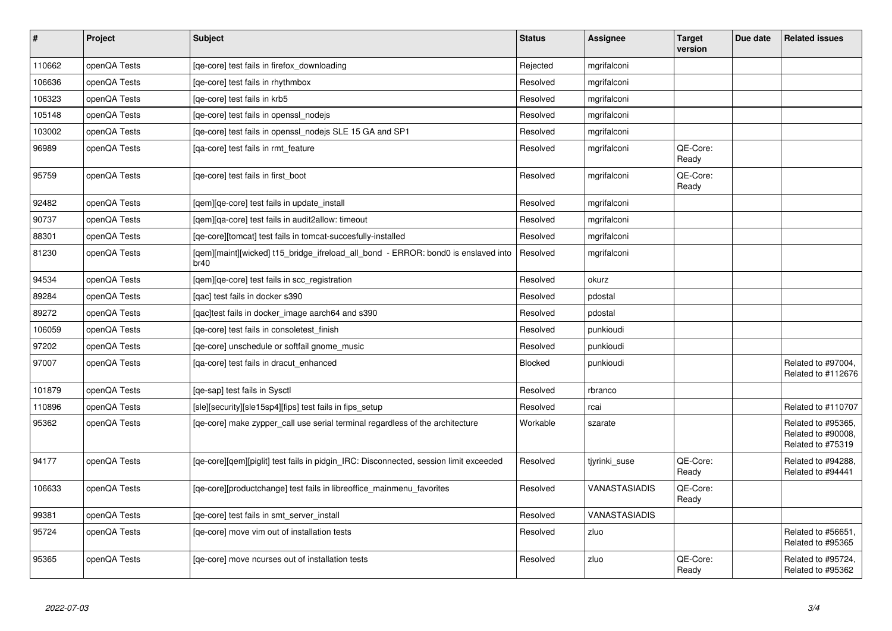| # | Project | Subject | Status | Assignee | Target version | Due date | Related issues |
|---|---|---|---|---|---|---|---|
| 110662 | openQA Tests | [qe-core] test fails in firefox_downloading | Rejected | mgrifalconi | | | |
| 106636 | openQA Tests | [qe-core] test fails in rhythmbox | Resolved | mgrifalconi | | | |
| 106323 | openQA Tests | [qe-core] test fails in krb5 | Resolved | mgrifalconi | | | |
| 105148 | openQA Tests | [qe-core] test fails in openssl_nodejs | Resolved | mgrifalconi | | | |
| 103002 | openQA Tests | [qe-core] test fails in openssl_nodejs SLE 15 GA and SP1 | Resolved | mgrifalconi | | | |
| 96989 | openQA Tests | [qa-core] test fails in rmt_feature | Resolved | mgrifalconi | QE-Core: Ready | | |
| 95759 | openQA Tests | [qe-core] test fails in first_boot | Resolved | mgrifalconi | QE-Core: Ready | | |
| 92482 | openQA Tests | [qem][qe-core] test fails in update_install | Resolved | mgrifalconi | | | |
| 90737 | openQA Tests | [qem][qa-core] test fails in audit2allow: timeout | Resolved | mgrifalconi | | | |
| 88301 | openQA Tests | [qe-core][tomcat] test fails in tomcat-succesfully-installed | Resolved | mgrifalconi | | | |
| 81230 | openQA Tests | [qem][maint][wicked] t15_bridge_ifreload_all_bond - ERROR: bond0 is enslaved into br40 | Resolved | mgrifalconi | | | |
| 94534 | openQA Tests | [qem][qe-core] test fails in scc_registration | Resolved | okurz | | | |
| 89284 | openQA Tests | [qac] test fails in docker s390 | Resolved | pdostal | | | |
| 89272 | openQA Tests | [qac]test fails in docker_image aarch64 and s390 | Resolved | pdostal | | | |
| 106059 | openQA Tests | [qe-core] test fails in consoletest_finish | Resolved | punkioudi | | | |
| 97202 | openQA Tests | [qe-core] unschedule or softfail gnome_music | Resolved | punkioudi | | | |
| 97007 | openQA Tests | [qa-core] test fails in dracut_enhanced | Blocked | punkioudi | | | Related to #97004, Related to #112676 |
| 101879 | openQA Tests | [qe-sap] test fails in Sysctl | Resolved | rbranco | | | |
| 110896 | openQA Tests | [sle][security][sle15sp4][fips] test fails in fips_setup | Resolved | rcai | | | Related to #110707 |
| 95362 | openQA Tests | [qe-core] make zypper_call use serial terminal regardless of the architecture | Workable | szarate | | | Related to #95365, Related to #90008, Related to #75319 |
| 94177 | openQA Tests | [qe-core][qem][piglit] test fails in pidgin_IRC: Disconnected, session limit exceeded | Resolved | tjyrinki_suse | QE-Core: Ready | | Related to #94288, Related to #94441 |
| 106633 | openQA Tests | [qe-core][productchange] test fails in libreoffice_mainmenu_favorites | Resolved | VANASTASIADIS | QE-Core: Ready | | |
| 99381 | openQA Tests | [qe-core] test fails in smt_server_install | Resolved | VANASTASIADIS | | | |
| 95724 | openQA Tests | [qe-core] move vim out of installation tests | Resolved | zluo | | | Related to #56651, Related to #95365 |
| 95365 | openQA Tests | [qe-core] move ncurses out of installation tests | Resolved | zluo | QE-Core: Ready | | Related to #95724, Related to #95362 |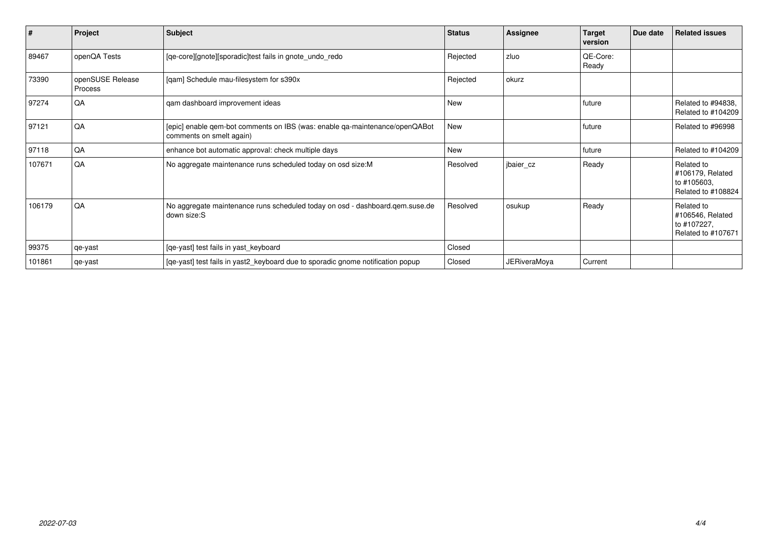| # | Project | Subject | Status | Assignee | Target version | Due date | Related issues |
|---|---|---|---|---|---|---|---|
| 89467 | openQA Tests | [qe-core][gnote][sporadic]test fails in gnote_undo_redo | Rejected | zluo | QE-Core: Ready | | |
| 73390 | openSUSE Release Process | [qam] Schedule mau-filesystem for s390x | Rejected | okurz | | | |
| 97274 | QA | qam dashboard improvement ideas | New | | future | | Related to #94838, Related to #104209 |
| 97121 | QA | [epic] enable qem-bot comments on IBS (was: enable qa-maintenance/openQABot comments on smelt again) | New | | future | | Related to #96998 |
| 97118 | QA | enhance bot automatic approval: check multiple days | New | | future | | Related to #104209 |
| 107671 | QA | No aggregate maintenance runs scheduled today on osd size:M | Resolved | jbaier_cz | Ready | | Related to #106179, Related to #105603, Related to #108824 |
| 106179 | QA | No aggregate maintenance runs scheduled today on osd - dashboard.qem.suse.de down size:S | Resolved | osukup | Ready | | Related to #106546, Related to #107227, Related to #107671 |
| 99375 | qe-yast | [qe-yast] test fails in yast_keyboard | Closed | | | | |
| 101861 | qe-yast | [qe-yast] test fails in yast2_keyboard due to sporadic gnome notification popup | Closed | JERiveraMoya | Current | | |

*2022-07-03*